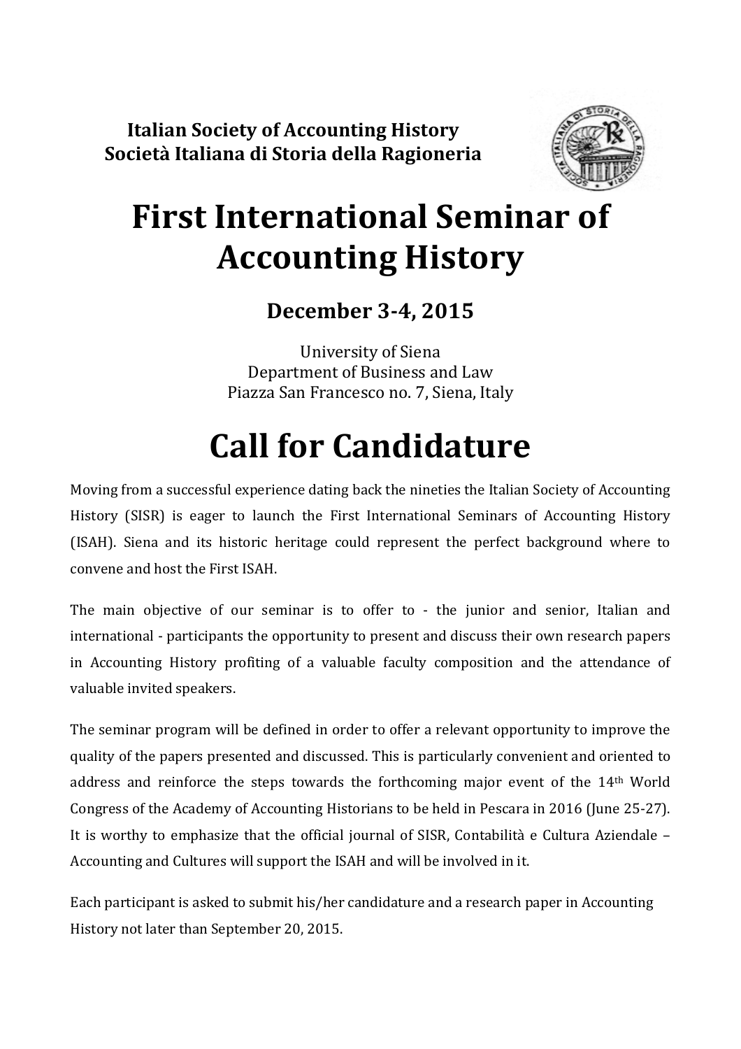**Italian Society of Accounting History**
**Società Italiana di Storia della Ragioneria**

# First International Seminar of Accounting History

## December 3-4, 2015

University of Siena
Department of Business and Law
Piazza San Francesco no. 7, Siena, Italy

# Call for Candidature

Moving from a successful experience dating back the nineties the Italian Society of Accounting History (SISR) is eager to launch the First International Seminars of Accounting History (ISAH). Siena and its historic heritage could represent the perfect background where to convene and host the First ISAH.

The main objective of our seminar is to offer to - the junior and senior, Italian and international - participants the opportunity to present and discuss their own research papers in Accounting History profiting of a valuable faculty composition and the attendance of valuable invited speakers.

The seminar program will be defined in order to offer a relevant opportunity to improve the quality of the papers presented and discussed. This is particularly convenient and oriented to address and reinforce the steps towards the forthcoming major event of the 14th World Congress of the Academy of Accounting Historians to be held in Pescara in 2016 (June 25-27). It is worthy to emphasize that the official journal of SISR, Contabilità e Cultura Aziendale – Accounting and Cultures will support the ISAH and will be involved in it.

Each participant is asked to submit his/her candidature and a research paper in Accounting History not later than September 20, 2015.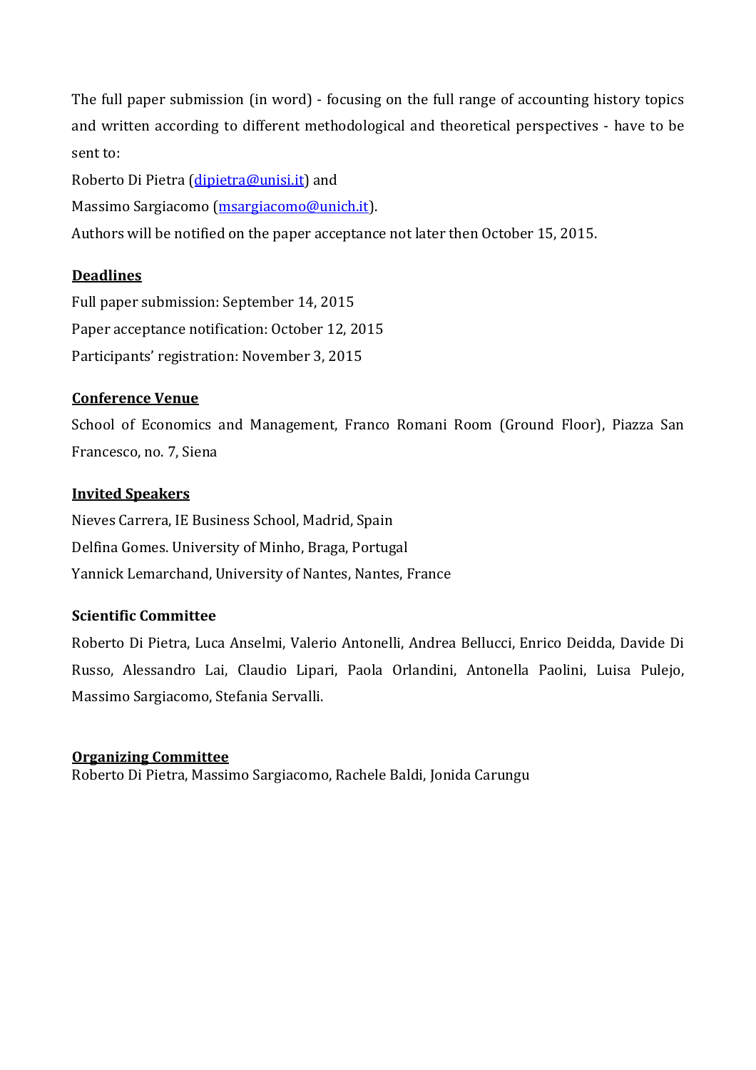The full paper submission (in word) - focusing on the full range of accounting history topics and written according to different methodological and theoretical perspectives - have to be sent to:

Roberto Di Pietra (dipietra@unisi.it) and

Massimo Sargiacomo (msargiacomo@unich.it).

Authors will be notified on the paper acceptance not later then October 15, 2015.

## Deadlines

Full paper submission: September 14, 2015

Paper acceptance notification: October 12, 2015

Participants' registration: November 3, 2015

## Conference Venue

School of Economics and Management, Franco Romani Room (Ground Floor), Piazza San Francesco, no. 7, Siena

## Invited Speakers

Nieves Carrera, IE Business School, Madrid, Spain

Delfina Gomes. University of Minho, Braga, Portugal

Yannick Lemarchand, University of Nantes, Nantes, France

## Scientific Committee

Roberto Di Pietra, Luca Anselmi, Valerio Antonelli, Andrea Bellucci, Enrico Deidda, Davide Di Russo, Alessandro Lai, Claudio Lipari, Paola Orlandini, Antonella Paolini, Luisa Pulejo, Massimo Sargiacomo, Stefania Servalli.

## Organizing Committee

Roberto Di Pietra, Massimo Sargiacomo, Rachele Baldi, Jonida Carungu